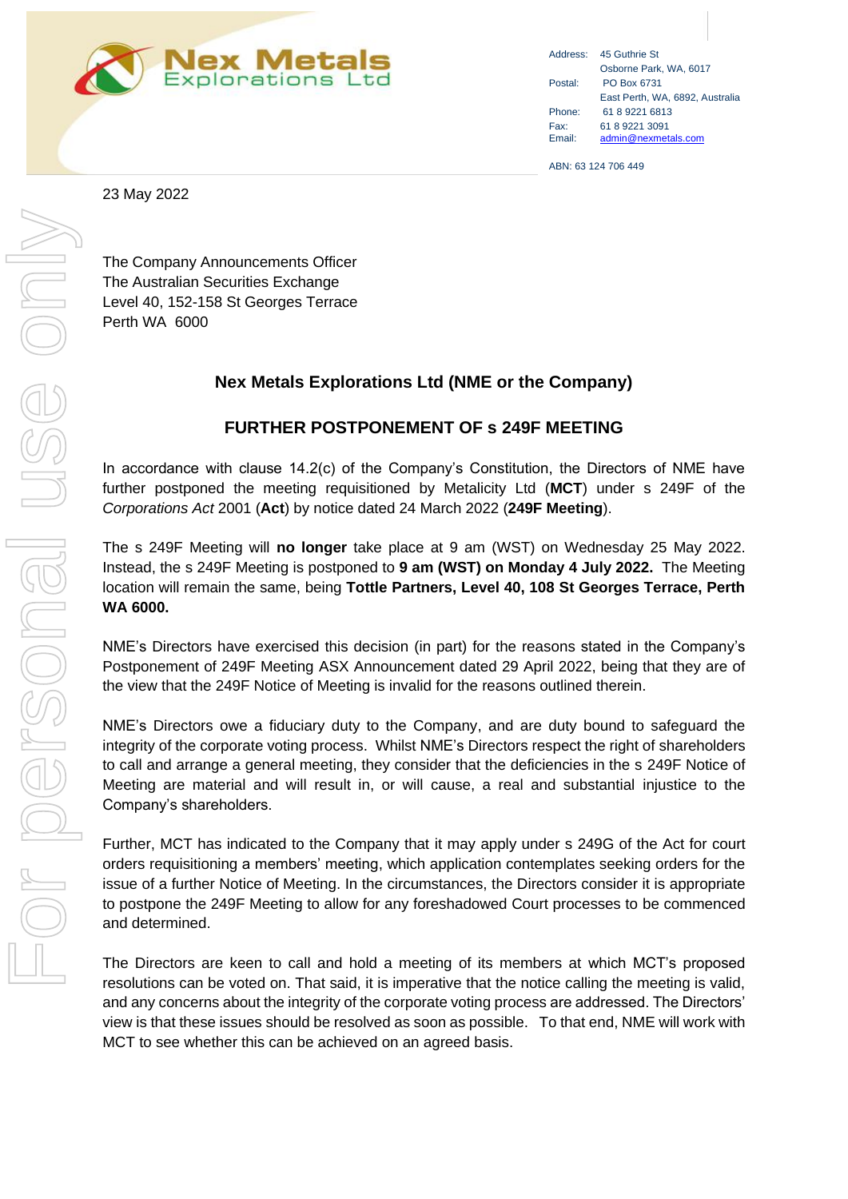Nex Metals Explorations Ltd

Address: 45 Guthrie St
Osborne Park, WA, 6017
Postal: PO Box 6731
East Perth, WA, 6892, Australia
Phone: 61 8 9221 6813
Fax: 61 8 9221 3091
Email: admin@nexmetals.com

ABN: 63 124 706 449

23 May 2022

The Company Announcements Officer
The Australian Securities Exchange
Level 40, 152-158 St Georges Terrace
Perth WA 6000

## Nex Metals Explorations Ltd (NME or the Company)

## FURTHER POSTPONEMENT OF s 249F MEETING

In accordance with clause 14.2(c) of the Company's Constitution, the Directors of NME have further postponed the meeting requisitioned by Metalicity Ltd (**MCT**) under s 249F of the *Corporations Act* 2001 (**Act**) by notice dated 24 March 2022 (**249F Meeting**).

The s 249F Meeting will **no longer** take place at 9 am (WST) on Wednesday 25 May 2022. Instead, the s 249F Meeting is postponed to **9 am (WST) on Monday 4 July 2022.** The Meeting location will remain the same, being **Tottle Partners, Level 40, 108 St Georges Terrace, Perth WA 6000.**

NME's Directors have exercised this decision (in part) for the reasons stated in the Company's Postponement of 249F Meeting ASX Announcement dated 29 April 2022, being that they are of the view that the 249F Notice of Meeting is invalid for the reasons outlined therein.

NME's Directors owe a fiduciary duty to the Company, and are duty bound to safeguard the integrity of the corporate voting process. Whilst NME's Directors respect the right of shareholders to call and arrange a general meeting, they consider that the deficiencies in the s 249F Notice of Meeting are material and will result in, or will cause, a real and substantial injustice to the Company's shareholders.

Further, MCT has indicated to the Company that it may apply under s 249G of the Act for court orders requisitioning a members' meeting, which application contemplates seeking orders for the issue of a further Notice of Meeting. In the circumstances, the Directors consider it is appropriate to postpone the 249F Meeting to allow for any foreshadowed Court processes to be commenced and determined.

The Directors are keen to call and hold a meeting of its members at which MCT's proposed resolutions can be voted on. That said, it is imperative that the notice calling the meeting is valid, and any concerns about the integrity of the corporate voting process are addressed. The Directors' view is that these issues should be resolved as soon as possible. To that end, NME will work with MCT to see whether this can be achieved on an agreed basis.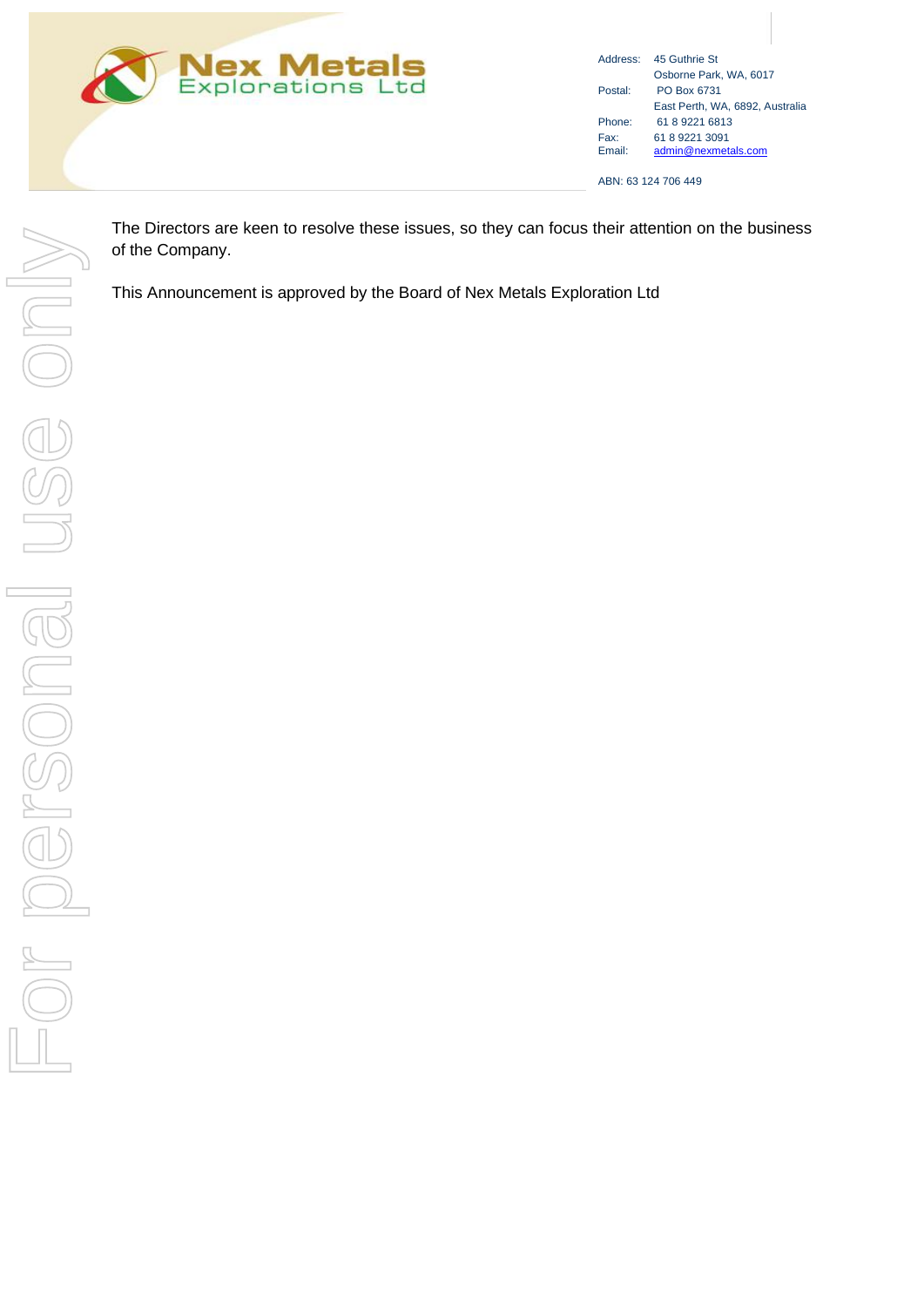The Directors are keen to resolve these issues, so they can focus their attention on the business of the Company.

This Announcement is approved by the Board of Nex Metals Exploration Ltd